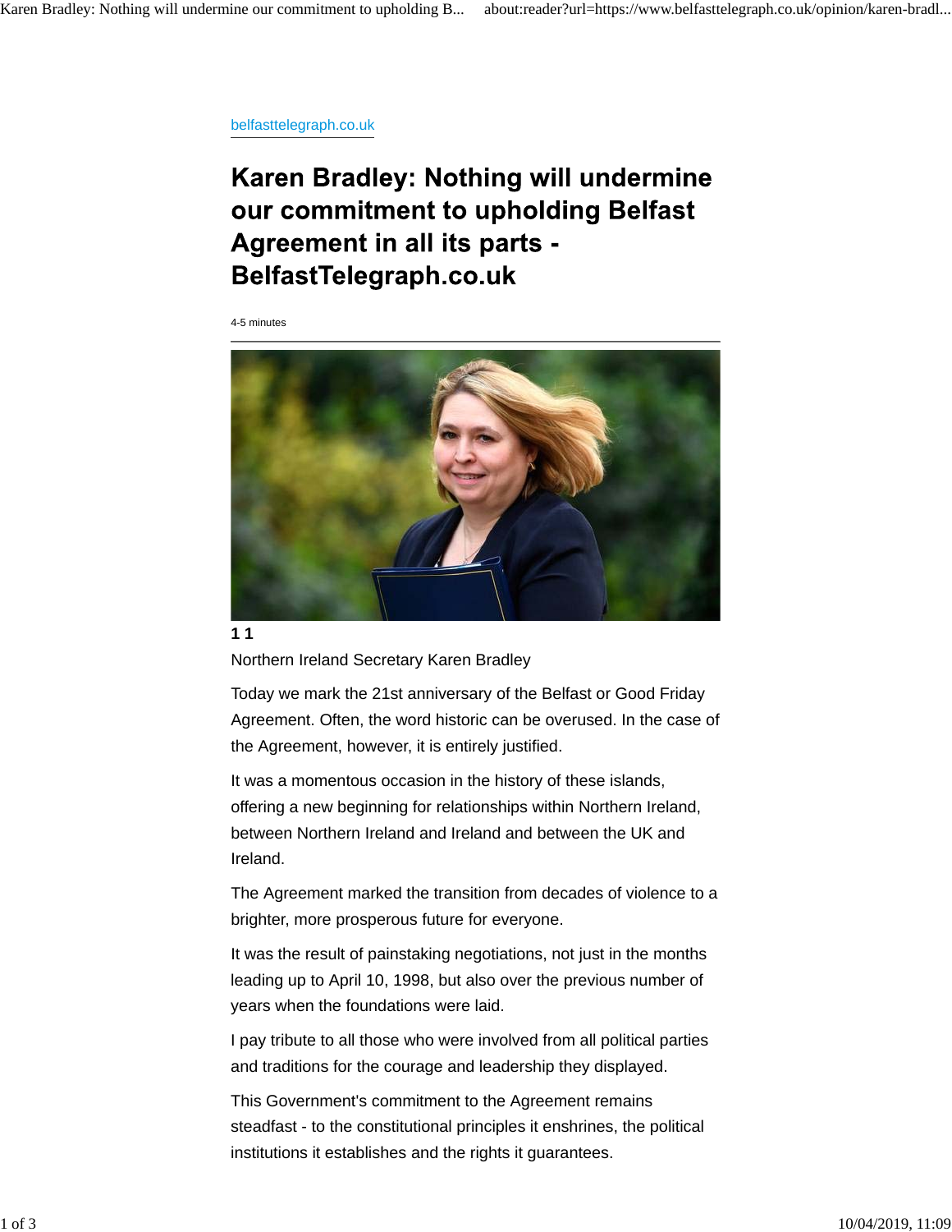belfasttelegraph.co.uk

# Karen Bradley: Nothing will undermine our commitment to upholding Belfast Agreement in all its parts - BelfastTelegraph.co.uk

4-5 minutes

**1 1**

Northern Ireland Secretary Karen Bradley

Today we mark the 21st anniversary of the Belfast or Good Friday Agreement. Often, the word historic can be overused. In the case of the Agreement, however, it is entirely justified.

It was a momentous occasion in the history of these islands, offering a new beginning for relationships within Northern Ireland, between Northern Ireland and Ireland and between the UK and Ireland.

The Agreement marked the transition from decades of violence to a brighter, more prosperous future for everyone.

It was the result of painstaking negotiations, not just in the months leading up to April 10, 1998, but also over the previous number of years when the foundations were laid.

I pay tribute to all those who were involved from all political parties and traditions for the courage and leadership they displayed.

This Government's commitment to the Agreement remains steadfast - to the constitutional principles it enshrines, the political institutions it establishes and the rights it guarantees.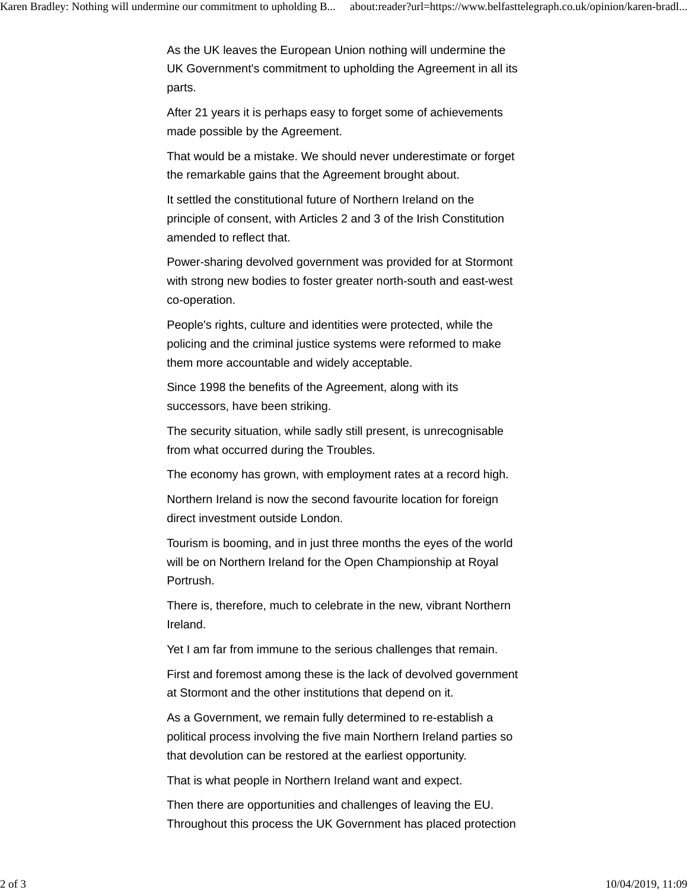As the UK leaves the European Union nothing will undermine the UK Government's commitment to upholding the Agreement in all its parts.

After 21 years it is perhaps easy to forget some of achievements made possible by the Agreement.

That would be a mistake. We should never underestimate or forget the remarkable gains that the Agreement brought about.

It settled the constitutional future of Northern Ireland on the principle of consent, with Articles 2 and 3 of the Irish Constitution amended to reflect that.

Power-sharing devolved government was provided for at Stormont with strong new bodies to foster greater north-south and east-west co-operation.

People's rights, culture and identities were protected, while the policing and the criminal justice systems were reformed to make them more accountable and widely acceptable.

Since 1998 the benefits of the Agreement, along with its successors, have been striking.

The security situation, while sadly still present, is unrecognisable from what occurred during the Troubles.

The economy has grown, with employment rates at a record high.

Northern Ireland is now the second favourite location for foreign direct investment outside London.

Tourism is booming, and in just three months the eyes of the world will be on Northern Ireland for the Open Championship at Royal Portrush.

There is, therefore, much to celebrate in the new, vibrant Northern Ireland.

Yet I am far from immune to the serious challenges that remain.

First and foremost among these is the lack of devolved government at Stormont and the other institutions that depend on it.

As a Government, we remain fully determined to re-establish a political process involving the five main Northern Ireland parties so that devolution can be restored at the earliest opportunity.

That is what people in Northern Ireland want and expect.

Then there are opportunities and challenges of leaving the EU. Throughout this process the UK Government has placed protection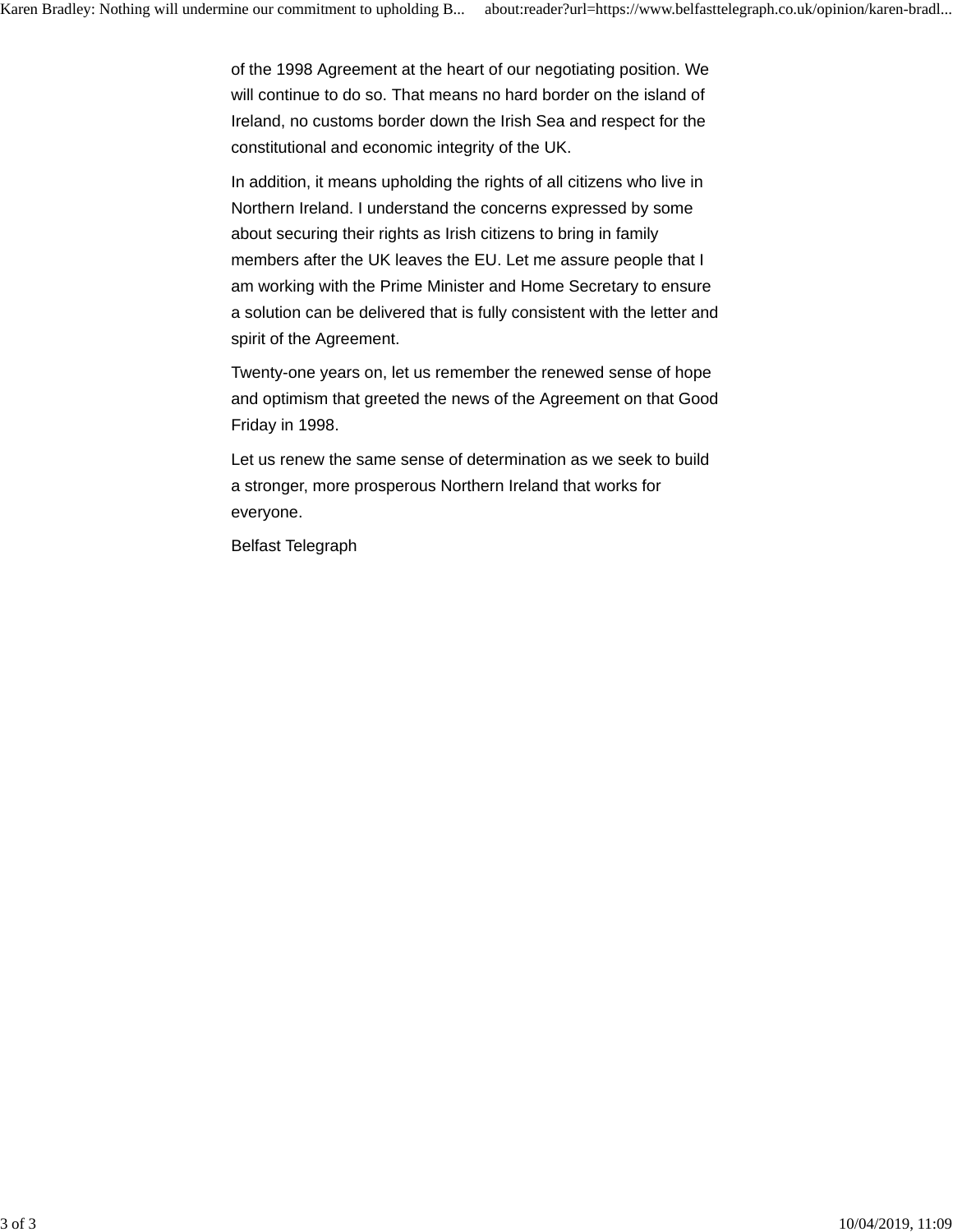of the 1998 Agreement at the heart of our negotiating position. We will continue to do so. That means no hard border on the island of Ireland, no customs border down the Irish Sea and respect for the constitutional and economic integrity of the UK.

In addition, it means upholding the rights of all citizens who live in Northern Ireland. I understand the concerns expressed by some about securing their rights as Irish citizens to bring in family members after the UK leaves the EU. Let me assure people that I am working with the Prime Minister and Home Secretary to ensure a solution can be delivered that is fully consistent with the letter and spirit of the Agreement.

Twenty-one years on, let us remember the renewed sense of hope and optimism that greeted the news of the Agreement on that Good Friday in 1998.

Let us renew the same sense of determination as we seek to build a stronger, more prosperous Northern Ireland that works for everyone.

Belfast Telegraph